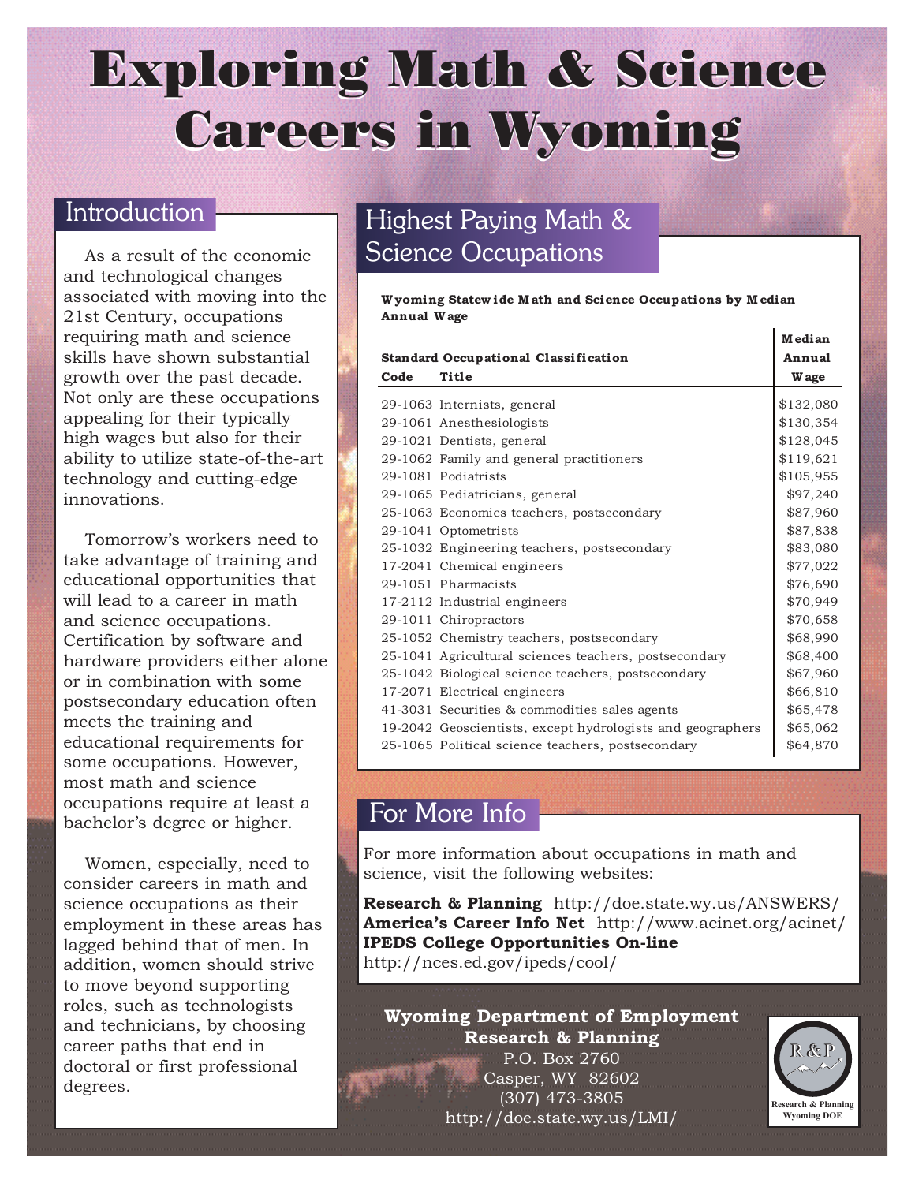# Exploring Math & Science Careers in Wyoming

## Introduction

As a result of the economic and technological changes associated with moving into the 21st Century, occupations requiring math and science skills have shown substantial growth over the past decade. Not only are these occupations appealing for their typically high wages but also for their ability to utilize state-of-the-art technology and cutting-edge innovations.

Tomorrow's workers need to take advantage of training and educational opportunities that will lead to a career in math and science occupations. Certification by software and hardware providers either alone or in combination with some postsecondary education often meets the training and educational requirements for some occupations. However, most math and science occupations require at least a bachelor's degree or higher.

Women, especially, need to consider careers in math and science occupations as their employment in these areas has lagged behind that of men. In addition, women should strive to move beyond supporting roles, such as technologists and technicians, by choosing career paths that end in doctoral or first professional degrees.

## Highest Paying Math & Science Occupations

**Wyoming Statewide Math and Science Occupations by Median Annual Wage**

| Standard Occupational Classification Code | Title | Median Annual Wage |
|---|---|---|
| 29-1063 | Internists, general | $132,080 |
| 29-1061 | Anesthesiologists | $130,354 |
| 29-1021 | Dentists, general | $128,045 |
| 29-1062 | Family and general practitioners | $119,621 |
| 29-1081 | Podiatrists | $105,955 |
| 29-1065 | Pediatricians, general | $97,240 |
| 25-1063 | Economics teachers, postsecondary | $87,960 |
| 29-1041 | Optometrists | $87,838 |
| 25-1032 | Engineering teachers, postsecondary | $83,080 |
| 17-2041 | Chemical engineers | $77,022 |
| 29-1051 | Pharmacists | $76,690 |
| 17-2112 | Industrial engineers | $70,949 |
| 29-1011 | Chiropractors | $70,658 |
| 25-1052 | Chemistry teachers, postsecondary | $68,990 |
| 25-1041 | Agricultural sciences teachers, postsecondary | $68,400 |
| 25-1042 | Biological science teachers, postsecondary | $67,960 |
| 17-2071 | Electrical engineers | $66,810 |
| 41-3031 | Securities & commodities sales agents | $65,478 |
| 19-2042 | Geoscientists, except hydrologists and geographers | $65,062 |
| 25-1065 | Political science teachers, postsecondary | $64,870 |

## For More Info

For more information about occupations in math and science, visit the following websites:

**Research & Planning** http://doe.state.wy.us/ANSWERS/
**America's Career Info Net** http://www.acinet.org/acinet/
**IPEDS College Opportunities On-line** http://nces.ed.gov/ipeds/cool/

**Wyoming Department of Employment**
**Research & Planning**
P.O. Box 2760
Casper, WY 82602
(307) 473-3805
http://doe.state.wy.us/LMI/

R&P
Research & Planning
Wyoming DOE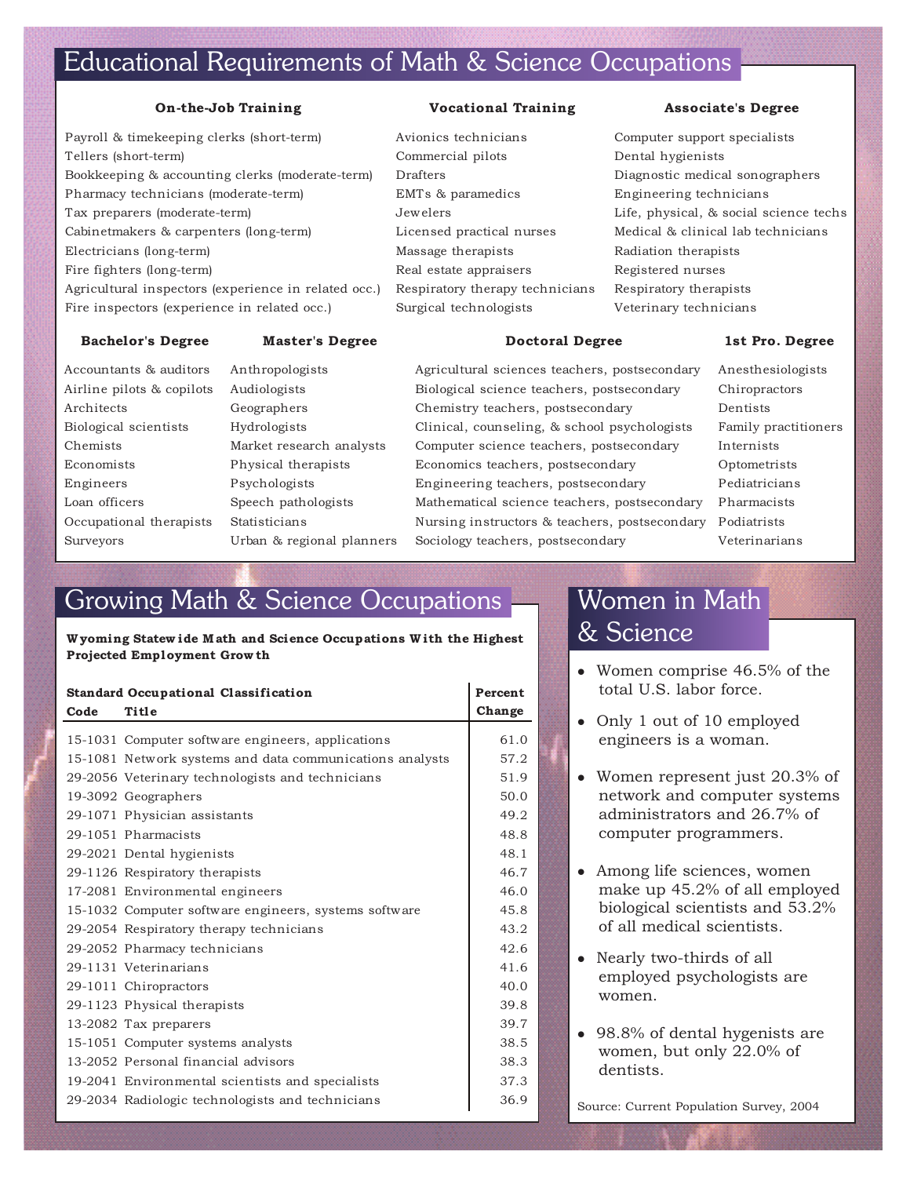# Educational Requirements of Math & Science Occupations

| On-the-Job Training | Vocational Training | Associate's Degree |
|---|---|---|
| Payroll & timekeeping clerks (short-term) | Avionics technicians | Computer support specialists |
| Tellers (short-term) | Commercial pilots | Dental hygienists |
| Bookkeeping & accounting clerks (moderate-term) | Drafters | Diagnostic medical sonographers |
| Pharmacy technicians (moderate-term) | EMTs & paramedics | Engineering technicians |
| Tax preparers (moderate-term) | Jewelers | Life, physical, & social science techs |
| Cabinetmakers & carpenters (long-term) | Licensed practical nurses | Medical & clinical lab technicians |
| Electricians (long-term) | Massage therapists | Radiation therapists |
| Fire fighters (long-term) | Real estate appraisers | Registered nurses |
| Agricultural inspectors (experience in related occ.) | Respiratory therapy technicians | Respiratory therapists |
| Fire inspectors (experience in related occ.) | Surgical technologists | Veterinary technicians |

| Bachelor's Degree | Master's Degree | Doctoral Degree | 1st Pro. Degree |
|---|---|---|---|
| Accountants & auditors | Anthropologists | Agricultural sciences teachers, postsecondary | Anesthesiologists |
| Airline pilots & copilots | Audiologists | Biological science teachers, postsecondary | Chiropractors |
| Architects | Geographers | Chemistry teachers, postsecondary | Dentists |
| Biological scientists | Hydrologists | Clinical, counseling, & school psychologists | Family practitioners |
| Chemists | Market research analysts | Computer science teachers, postsecondary | Internists |
| Economists | Physical therapists | Economics teachers, postsecondary | Optometrists |
| Engineers | Psychologists | Engineering teachers, postsecondary | Pediatricians |
| Loan officers | Speech pathologists | Mathematical science teachers, postsecondary | Pharmacists |
| Occupational therapists | Statisticians | Nursing instructors & teachers, postsecondary | Podiatrists |
| Surveyors | Urban & regional planners | Sociology teachers, postsecondary | Veterinarians |

# Growing Math & Science Occupations

**Wyoming Statewide Math and Science Occupations With the Highest Projected Employment Growth**

| Standard Occupational Classification Code | Title | Percent Change |
|---|---|---|
| 15-1031 | Computer software engineers, applications | 61.0 |
| 15-1081 | Network systems and data communications analysts | 57.2 |
| 29-2056 | Veterinary technologists and technicians | 51.9 |
| 19-3092 | Geographers | 50.0 |
| 29-1071 | Physician assistants | 49.2 |
| 29-1051 | Pharmacists | 48.8 |
| 29-2021 | Dental hygienists | 48.1 |
| 29-1126 | Respiratory therapists | 46.7 |
| 17-2081 | Environmental engineers | 46.0 |
| 15-1032 | Computer software engineers, systems software | 45.8 |
| 29-2054 | Respiratory therapy technicians | 43.2 |
| 29-2052 | Pharmacy technicians | 42.6 |
| 29-1131 | Veterinarians | 41.6 |
| 29-1011 | Chiropractors | 40.0 |
| 29-1123 | Physical therapists | 39.8 |
| 13-2082 | Tax preparers | 39.7 |
| 15-1051 | Computer systems analysts | 38.5 |
| 13-2052 | Personal financial advisors | 38.3 |
| 19-2041 | Environmental scientists and specialists | 37.3 |
| 29-2034 | Radiologic technologists and technicians | 36.9 |

# Women in Math & Science

- Women comprise 46.5% of the total U.S. labor force.
- Only 1 out of 10 employed engineers is a woman.
- Women represent just 20.3% of network and computer systems administrators and 26.7% of computer programmers.
- Among life sciences, women make up 45.2% of all employed biological scientists and 53.2% of all medical scientists.
- Nearly two-thirds of all employed psychologists are women.
- 98.8% of dental hygenists are women, but only 22.0% of dentists.

Source: Current Population Survey, 2004